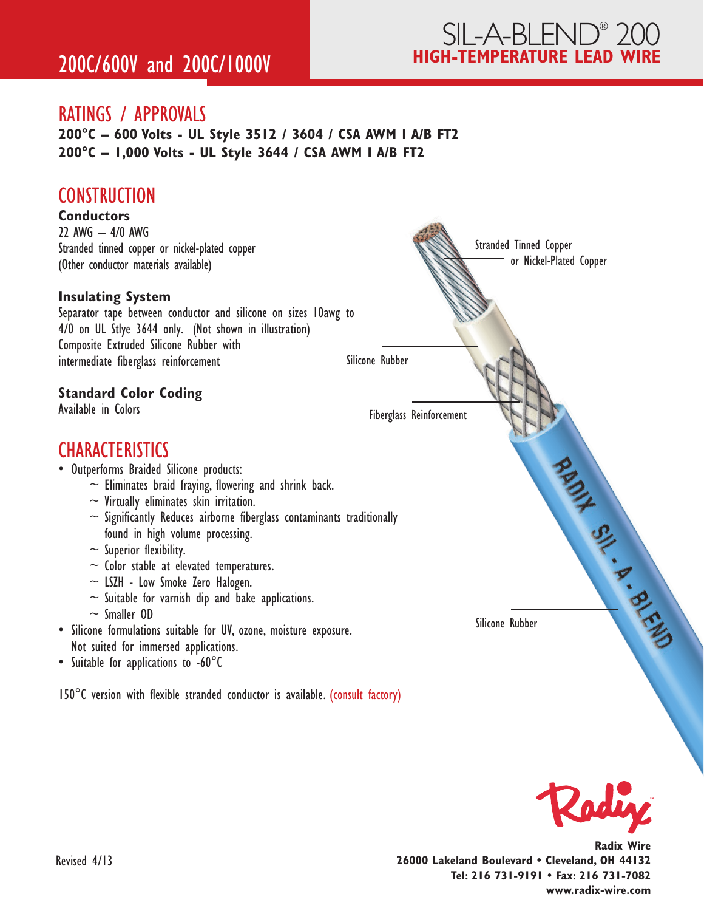# SIL-A-BLEND® 200

## HIGH-TEMPERATURE LEAD WIRE

## 200C/600V and 200C/1000V

## RATINGS / APPROVALS

**200°C – 600 Volts - UL Style 3512 / 3604 / CSA AWM I A/B FT2**
**200°C – 1,000 Volts - UL Style 3644 / CSA AWM I A/B FT2**

## CONSTRUCTION

### Conductors

22 AWG – 4/0 AWG
Stranded tinned copper or nickel-plated copper
(Other conductor materials available)

### Insulating System

Separator tape between conductor and silicone on sizes 10awg to 4/0 on UL Stlye 3644 only. (Not shown in illustration)
Composite Extruded Silicone Rubber with intermediate fiberglass reinforcement

### Standard Color Coding

Available in Colors

Stranded Tinned Copper or Nickel-Plated Copper

Silicone Rubber

Fiberglass Reinforcement

Silicone Rubber

RADIX SIL-A-BLEND

## CHARACTERISTICS

- Outperforms Braided Silicone products:
  - ~ Eliminates braid fraying, flowering and shrink back.
  - ~ Virtually eliminates skin irritation.
  - ~ Significantly Reduces airborne fiberglass contaminants traditionally found in high volume processing.
  - ~ Superior flexibility.
  - ~ Color stable at elevated temperatures.
  - ~ LSZH - Low Smoke Zero Halogen.
  - ~ Suitable for varnish dip and bake applications.
  - ~ Smaller OD
- Silicone formulations suitable for UV, ozone, moisture exposure. Not suited for immersed applications.
- Suitable for applications to -60°C

150°C version with flexible stranded conductor is available. (consult factory)

Radix™

**Radix Wire**
**26000 Lakeland Boulevard • Cleveland, OH 44132**
**Tel: 216 731-9191 • Fax: 216 731-7082**
**www.radix-wire.com**

Revised 4/13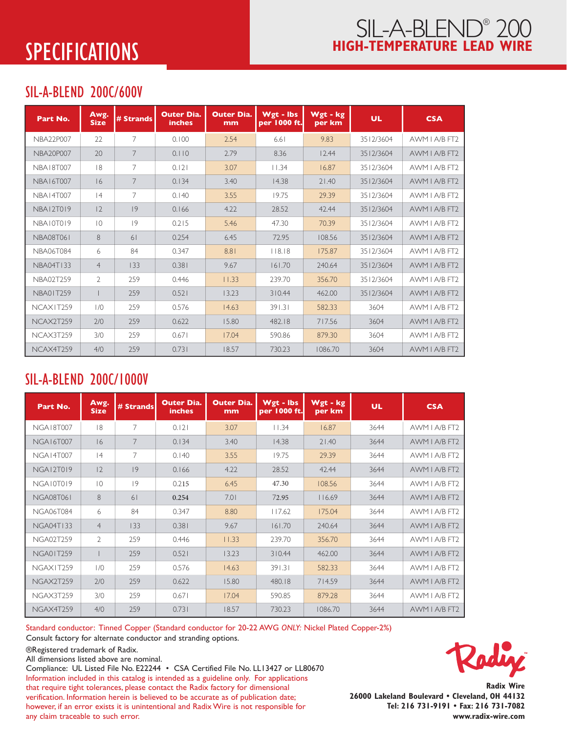# SPECIFICATIONS

# SIL-A-BLEND® 200
## HIGH-TEMPERATURE LEAD WIRE

## SIL-A-BLEND 200C/600V

| Part No. | Awg. Size | # Strands | Outer Dia. inches | Outer Dia. mm | Wgt - lbs per 1000 ft. | Wgt - kg per km | UL | CSA |
|---|---|---|---|---|---|---|---|---|
| NBA22P007 | 22 | 7 | 0.100 | 2.54 | 6.61 | 9.83 | 3512/3604 | AWM I A/B FT2 |
| NBA20P007 | 20 | 7 | 0.110 | 2.79 | 8.36 | 12.44 | 3512/3604 | AWM I A/B FT2 |
| NBA18T007 | 18 | 7 | 0.121 | 3.07 | 11.34 | 16.87 | 3512/3604 | AWM I A/B FT2 |
| NBA16T007 | 16 | 7 | 0.134 | 3.40 | 14.38 | 21.40 | 3512/3604 | AWM I A/B FT2 |
| NBA14T007 | 14 | 7 | 0.140 | 3.55 | 19.75 | 29.39 | 3512/3604 | AWM I A/B FT2 |
| NBA12T019 | 12 | 19 | 0.166 | 4.22 | 28.52 | 42.44 | 3512/3604 | AWM I A/B FT2 |
| NBA10T019 | 10 | 19 | 0.215 | 5.46 | 47.30 | 70.39 | 3512/3604 | AWM I A/B FT2 |
| NBA08T061 | 8 | 61 | 0.254 | 6.45 | 72.95 | 108.56 | 3512/3604 | AWM I A/B FT2 |
| NBA06T084 | 6 | 84 | 0.347 | 8.81 | 118.18 | 175.87 | 3512/3604 | AWM I A/B FT2 |
| NBA04T133 | 4 | 133 | 0.381 | 9.67 | 161.70 | 240.64 | 3512/3604 | AWM I A/B FT2 |
| NBA02T259 | 2 | 259 | 0.446 | 11.33 | 239.70 | 356.70 | 3512/3604 | AWM I A/B FT2 |
| NBA01T259 | 1 | 259 | 0.521 | 13.23 | 310.44 | 462.00 | 3512/3604 | AWM I A/B FT2 |
| NCAX1T259 | 1/0 | 259 | 0.576 | 14.63 | 391.31 | 582.33 | 3604 | AWM I A/B FT2 |
| NCAX2T259 | 2/0 | 259 | 0.622 | 15.80 | 482.18 | 717.56 | 3604 | AWM I A/B FT2 |
| NCAX3T259 | 3/0 | 259 | 0.671 | 17.04 | 590.86 | 879.30 | 3604 | AWM I A/B FT2 |
| NCAX4T259 | 4/0 | 259 | 0.731 | 18.57 | 730.23 | 1086.70 | 3604 | AWM I A/B FT2 |

## SIL-A-BLEND 200C/1000V

| Part No. | Awg. Size | # Strands | Outer Dia. inches | Outer Dia. mm | Wgt - lbs per 1000 ft. | Wgt - kg per km | UL | CSA |
|---|---|---|---|---|---|---|---|---|
| NGA18T007 | 18 | 7 | 0.121 | 3.07 | 11.34 | 16.87 | 3644 | AWM I A/B FT2 |
| NGA16T007 | 16 | 7 | 0.134 | 3.40 | 14.38 | 21.40 | 3644 | AWM I A/B FT2 |
| NGA14T007 | 14 | 7 | 0.140 | 3.55 | 19.75 | 29.39 | 3644 | AWM I A/B FT2 |
| NGA12T019 | 12 | 19 | 0.166 | 4.22 | 28.52 | 42.44 | 3644 | AWM I A/B FT2 |
| NGA10T019 | 10 | 19 | 0.215 | 6.45 | 47.30 | 108.56 | 3644 | AWM I A/B FT2 |
| NGA08T061 | 8 | 61 | 0.254 | 7.01 | 72.95 | 116.69 | 3644 | AWM I A/B FT2 |
| NGA06T084 | 6 | 84 | 0.347 | 8.80 | 117.62 | 175.04 | 3644 | AWM I A/B FT2 |
| NGA04T133 | 4 | 133 | 0.381 | 9.67 | 161.70 | 240.64 | 3644 | AWM I A/B FT2 |
| NGA02T259 | 2 | 259 | 0.446 | 11.33 | 239.70 | 356.70 | 3644 | AWM I A/B FT2 |
| NGA01T259 | 1 | 259 | 0.521 | 13.23 | 310.44 | 462.00 | 3644 | AWM I A/B FT2 |
| NGAX1T259 | 1/0 | 259 | 0.576 | 14.63 | 391.31 | 582.33 | 3644 | AWM I A/B FT2 |
| NGAX2T259 | 2/0 | 259 | 0.622 | 15.80 | 480.18 | 714.59 | 3644 | AWM I A/B FT2 |
| NGAX3T259 | 3/0 | 259 | 0.671 | 17.04 | 590.85 | 879.28 | 3644 | AWM I A/B FT2 |
| NGAX4T259 | 4/0 | 259 | 0.731 | 18.57 | 730.23 | 1086.70 | 3644 | AWM I A/B FT2 |

Standard conductor: Tinned Copper (Standard conductor for 20-22 AWG *ONLY:* Nickel Plated Copper-2%)

Consult factory for alternate conductor and stranding options.

®Registered trademark of Radix.

All dimensions listed above are nominal.

Compliance: UL Listed File No. E22244 • CSA Certified File No. LL13427 or LL80670

Information included in this catalog is intended as a guideline only. For applications that require tight tolerances, please contact the Radix factory for dimensional verification. Information herein is believed to be accurate as of publication date; however, if an error exists it is unintentional and Radix Wire is not responsible for any claim traceable to such error.

Radix™

**Radix Wire**
**26000 Lakeland Boulevard • Cleveland, OH 44132**
**Tel: 216 731-9191 • Fax: 216 731-7082**
**www.radix-wire.com**